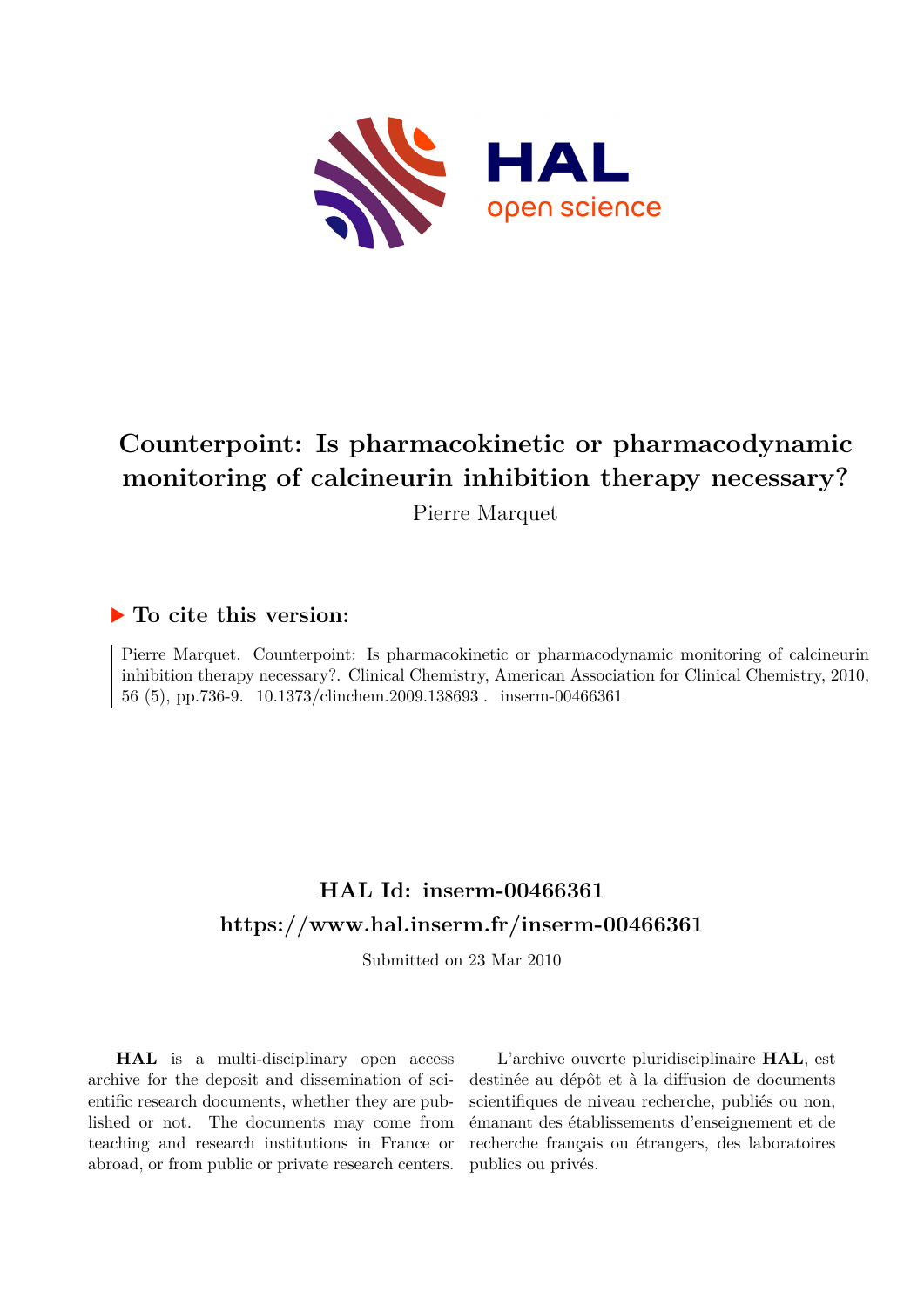# Counterpoint: Is pharmacokinetic or pharmacodynamic monitoring of calcineurin inhibition therapy necessary?

Pierre Marquet

## ▶ To cite this version:

Pierre Marquet. Counterpoint: Is pharmacokinetic or pharmacodynamic monitoring of calcineurin inhibition therapy necessary?. Clinical Chemistry, American Association for Clinical Chemistry, 2010, 56 (5), pp.736-9. 10.1373/clinchem.2009.138693 . inserm-00466361

## HAL Id: inserm-00466361
## https://www.hal.inserm.fr/inserm-00466361

Submitted on 23 Mar 2010

**HAL** is a multi-disciplinary open access archive for the deposit and dissemination of scientific research documents, whether they are published or not. The documents may come from teaching and research institutions in France or abroad, or from public or private research centers.

L'archive ouverte pluridisciplinaire **HAL**, est destinée au dépôt et à la diffusion de documents scientifiques de niveau recherche, publiés ou non, émanant des établissements d'enseignement et de recherche français ou étrangers, des laboratoires publics ou privés.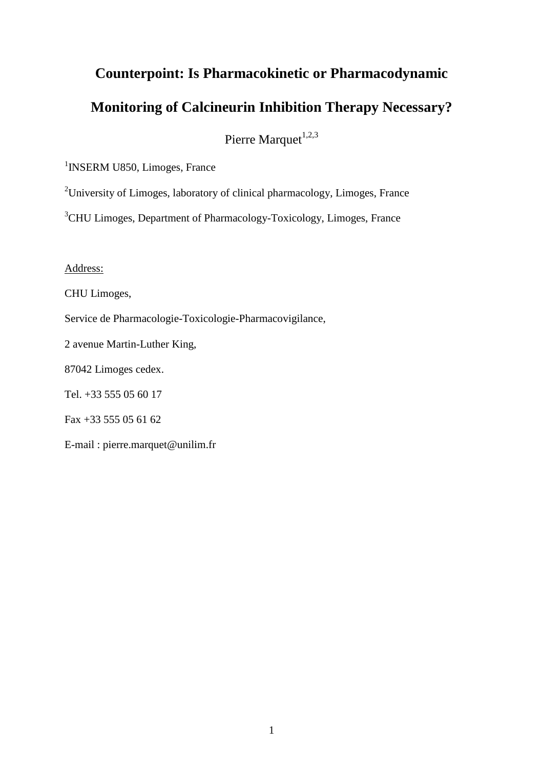# Counterpoint: Is Pharmacokinetic or Pharmacodynamic Monitoring of Calcineurin Inhibition Therapy Necessary?

Pierre Marquet[1,2,3]

[1]INSERM U850, Limoges, France

[2]University of Limoges, laboratory of clinical pharmacology, Limoges, France

[3]CHU Limoges, Department of Pharmacology-Toxicology, Limoges, France

Address:

CHU Limoges,

Service de Pharmacologie-Toxicologie-Pharmacovigilance,

2 avenue Martin-Luther King,

87042 Limoges cedex.

Tel. +33 555 05 60 17

Fax +33 555 05 61 62

E-mail : pierre.marquet@unilim.fr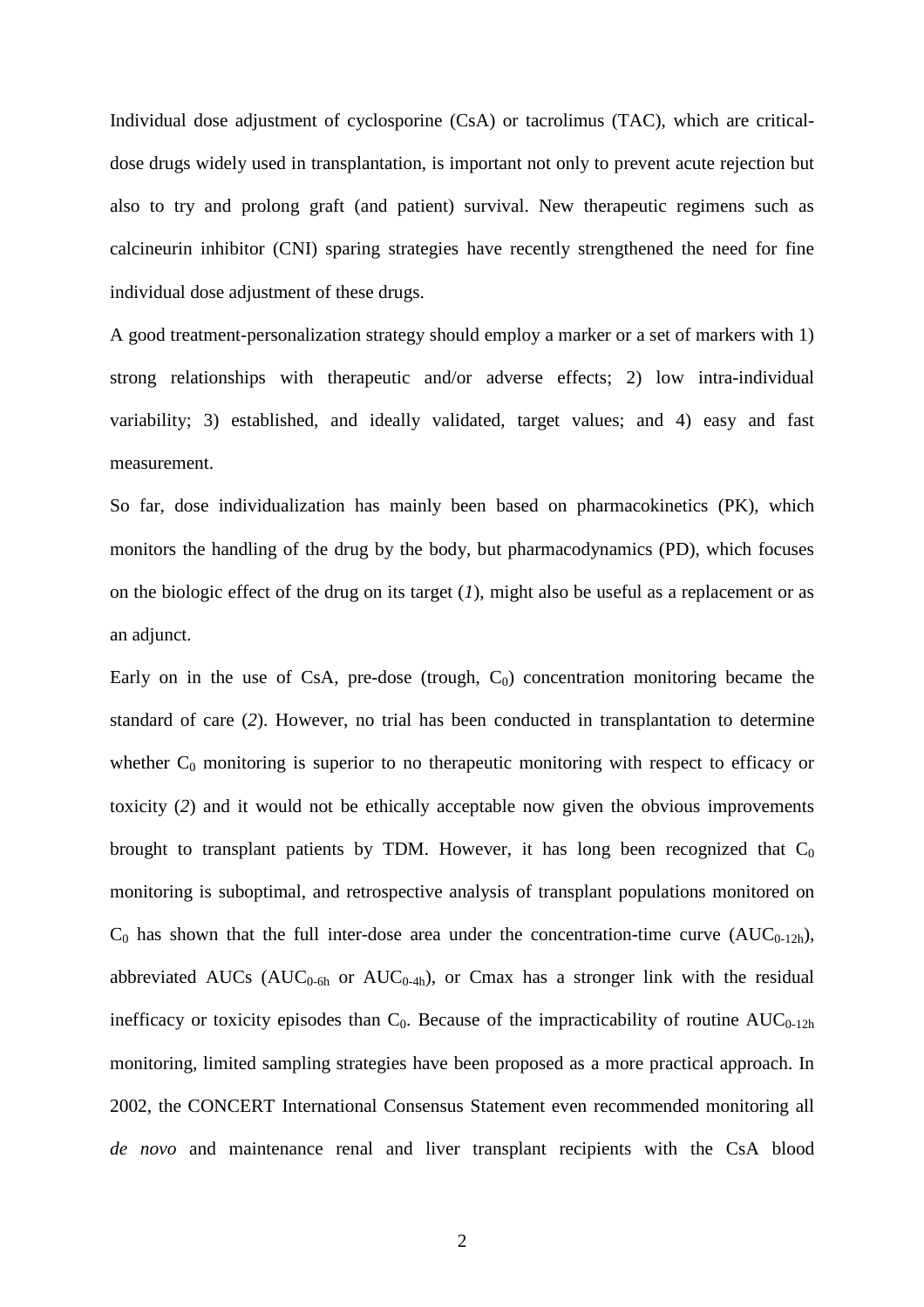Individual dose adjustment of cyclosporine (CsA) or tacrolimus (TAC), which are critical-dose drugs widely used in transplantation, is important not only to prevent acute rejection but also to try and prolong graft (and patient) survival. New therapeutic regimens such as calcineurin inhibitor (CNI) sparing strategies have recently strengthened the need for fine individual dose adjustment of these drugs.

A good treatment-personalization strategy should employ a marker or a set of markers with 1) strong relationships with therapeutic and/or adverse effects; 2) low intra-individual variability; 3) established, and ideally validated, target values; and 4) easy and fast measurement.

So far, dose individualization has mainly been based on pharmacokinetics (PK), which monitors the handling of the drug by the body, but pharmacodynamics (PD), which focuses on the biologic effect of the drug on its target (*1*), might also be useful as a replacement or as an adjunct.

Early on in the use of CsA, pre-dose (trough, $C_0$) concentration monitoring became the standard of care (*2*). However, no trial has been conducted in transplantation to determine whether $C_0$ monitoring is superior to no therapeutic monitoring with respect to efficacy or toxicity (*2*) and it would not be ethically acceptable now given the obvious improvements brought to transplant patients by TDM. However, it has long been recognized that $C_0$ monitoring is suboptimal, and retrospective analysis of transplant populations monitored on $C_0$ has shown that the full inter-dose area under the concentration-time curve ($AUC_{0\text{-}12h}$), abbreviated AUCs ($AUC_{0\text{-}6h}$ or $AUC_{0\text{-}4h}$), or Cmax has a stronger link with the residual inefficacy or toxicity episodes than $C_0$. Because of the impracticability of routine $AUC_{0\text{-}12h}$ monitoring, limited sampling strategies have been proposed as a more practical approach. In 2002, the CONCERT International Consensus Statement even recommended monitoring all *de novo* and maintenance renal and liver transplant recipients with the CsA blood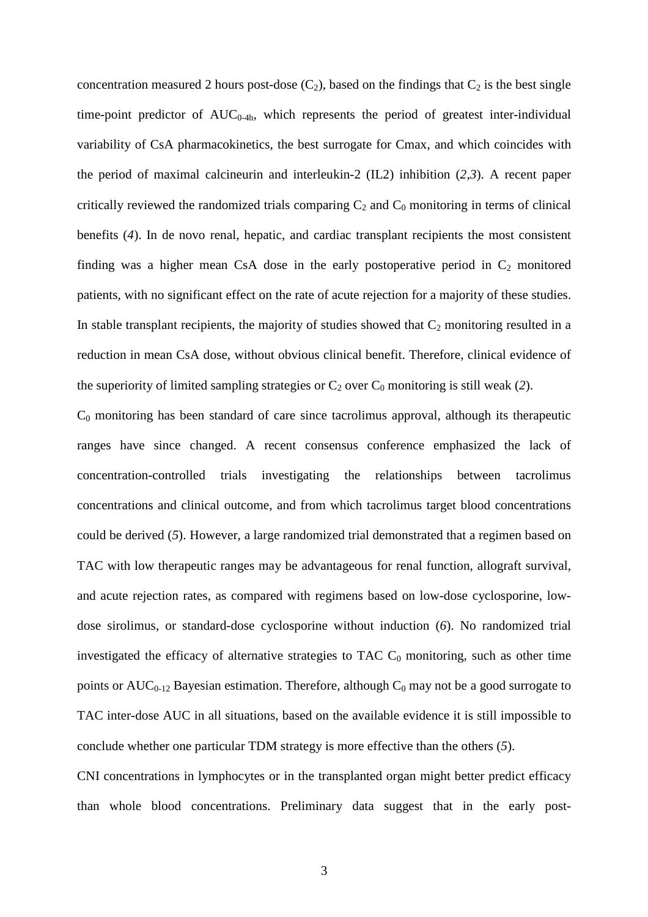concentration measured 2 hours post-dose ($C_2$), based on the findings that $C_2$ is the best single time-point predictor of $AUC_{0\text{-}4h}$, which represents the period of greatest inter-individual variability of CsA pharmacokinetics, the best surrogate for Cmax, and which coincides with the period of maximal calcineurin and interleukin-2 (IL2) inhibition (*2,3*). A recent paper critically reviewed the randomized trials comparing $C_2$ and $C_0$ monitoring in terms of clinical benefits (*4*). In de novo renal, hepatic, and cardiac transplant recipients the most consistent finding was a higher mean CsA dose in the early postoperative period in $C_2$ monitored patients, with no significant effect on the rate of acute rejection for a majority of these studies. In stable transplant recipients, the majority of studies showed that $C_2$ monitoring resulted in a reduction in mean CsA dose, without obvious clinical benefit. Therefore, clinical evidence of the superiority of limited sampling strategies or $C_2$ over $C_0$ monitoring is still weak (*2*).

$C_0$ monitoring has been standard of care since tacrolimus approval, although its therapeutic ranges have since changed. A recent consensus conference emphasized the lack of concentration-controlled trials investigating the relationships between tacrolimus concentrations and clinical outcome, and from which tacrolimus target blood concentrations could be derived (*5*). However, a large randomized trial demonstrated that a regimen based on TAC with low therapeutic ranges may be advantageous for renal function, allograft survival, and acute rejection rates, as compared with regimens based on low-dose cyclosporine, low-dose sirolimus, or standard-dose cyclosporine without induction (*6*). No randomized trial investigated the efficacy of alternative strategies to TAC $C_0$ monitoring, such as other time points or $AUC_{0\text{-}12}$ Bayesian estimation. Therefore, although $C_0$ may not be a good surrogate to TAC inter-dose AUC in all situations, based on the available evidence it is still impossible to conclude whether one particular TDM strategy is more effective than the others (*5*).

CNI concentrations in lymphocytes or in the transplanted organ might better predict efficacy than whole blood concentrations. Preliminary data suggest that in the early post-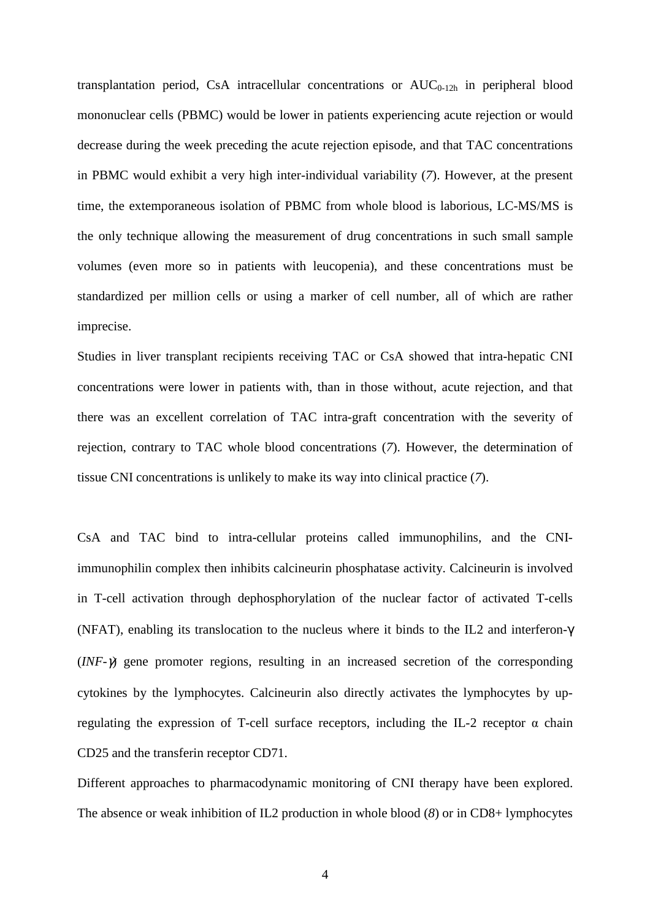transplantation period, CsA intracellular concentrations or $AUC_{0\text{-}12h}$ in peripheral blood mononuclear cells (PBMC) would be lower in patients experiencing acute rejection or would decrease during the week preceding the acute rejection episode, and that TAC concentrations in PBMC would exhibit a very high inter-individual variability (*7*). However, at the present time, the extemporaneous isolation of PBMC from whole blood is laborious, LC-MS/MS is the only technique allowing the measurement of drug concentrations in such small sample volumes (even more so in patients with leucopenia), and these concentrations must be standardized per million cells or using a marker of cell number, all of which are rather imprecise.

Studies in liver transplant recipients receiving TAC or CsA showed that intra-hepatic CNI concentrations were lower in patients with, than in those without, acute rejection, and that there was an excellent correlation of TAC intra-graft concentration with the severity of rejection, contrary to TAC whole blood concentrations (*7*). However, the determination of tissue CNI concentrations is unlikely to make its way into clinical practice (*7*).

CsA and TAC bind to intra-cellular proteins called immunophilins, and the CNI-immunophilin complex then inhibits calcineurin phosphatase activity. Calcineurin is involved in T-cell activation through dephosphorylation of the nuclear factor of activated T-cells (NFAT), enabling its translocation to the nucleus where it binds to the IL2 and interferon-γ (*INF-γ*) gene promoter regions, resulting in an increased secretion of the corresponding cytokines by the lymphocytes. Calcineurin also directly activates the lymphocytes by up-regulating the expression of T-cell surface receptors, including the IL-2 receptor α chain CD25 and the transferin receptor CD71.

Different approaches to pharmacodynamic monitoring of CNI therapy have been explored. The absence or weak inhibition of IL2 production in whole blood (*8*) or in CD8+ lymphocytes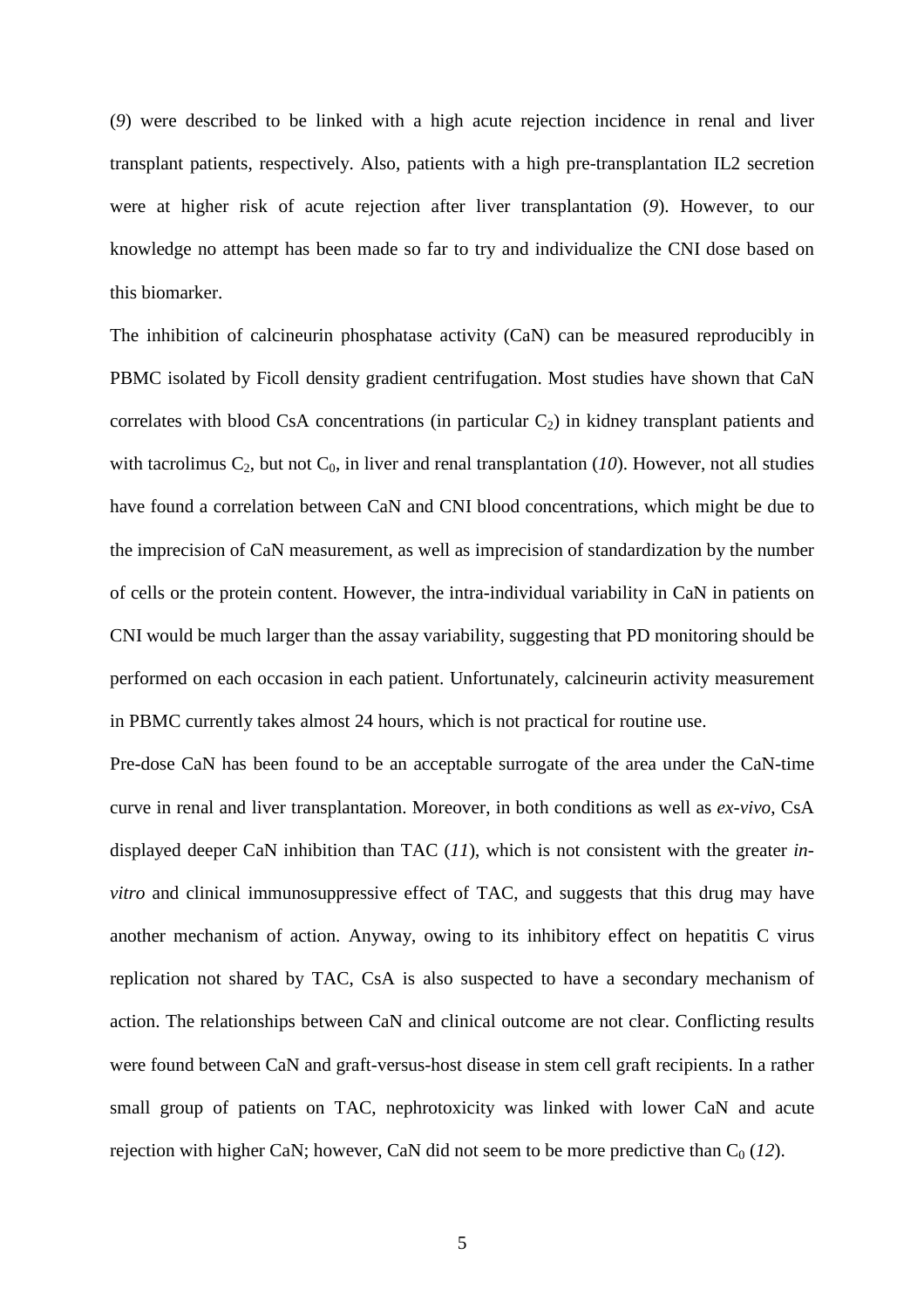(*9*) were described to be linked with a high acute rejection incidence in renal and liver transplant patients, respectively. Also, patients with a high pre-transplantation IL2 secretion were at higher risk of acute rejection after liver transplantation (*9*). However, to our knowledge no attempt has been made so far to try and individualize the CNI dose based on this biomarker.

The inhibition of calcineurin phosphatase activity (CaN) can be measured reproducibly in PBMC isolated by Ficoll density gradient centrifugation. Most studies have shown that CaN correlates with blood CsA concentrations (in particular $C_2$) in kidney transplant patients and with tacrolimus $C_2$, but not $C_0$, in liver and renal transplantation (*10*). However, not all studies have found a correlation between CaN and CNI blood concentrations, which might be due to the imprecision of CaN measurement, as well as imprecision of standardization by the number of cells or the protein content. However, the intra-individual variability in CaN in patients on CNI would be much larger than the assay variability, suggesting that PD monitoring should be performed on each occasion in each patient. Unfortunately, calcineurin activity measurement in PBMC currently takes almost 24 hours, which is not practical for routine use.

Pre-dose CaN has been found to be an acceptable surrogate of the area under the CaN-time curve in renal and liver transplantation. Moreover, in both conditions as well as *ex-vivo*, CsA displayed deeper CaN inhibition than TAC (*11*), which is not consistent with the greater *in-vitro* and clinical immunosuppressive effect of TAC, and suggests that this drug may have another mechanism of action. Anyway, owing to its inhibitory effect on hepatitis C virus replication not shared by TAC, CsA is also suspected to have a secondary mechanism of action. The relationships between CaN and clinical outcome are not clear. Conflicting results were found between CaN and graft-versus-host disease in stem cell graft recipients. In a rather small group of patients on TAC, nephrotoxicity was linked with lower CaN and acute rejection with higher CaN; however, CaN did not seem to be more predictive than $C_0$ (*12*).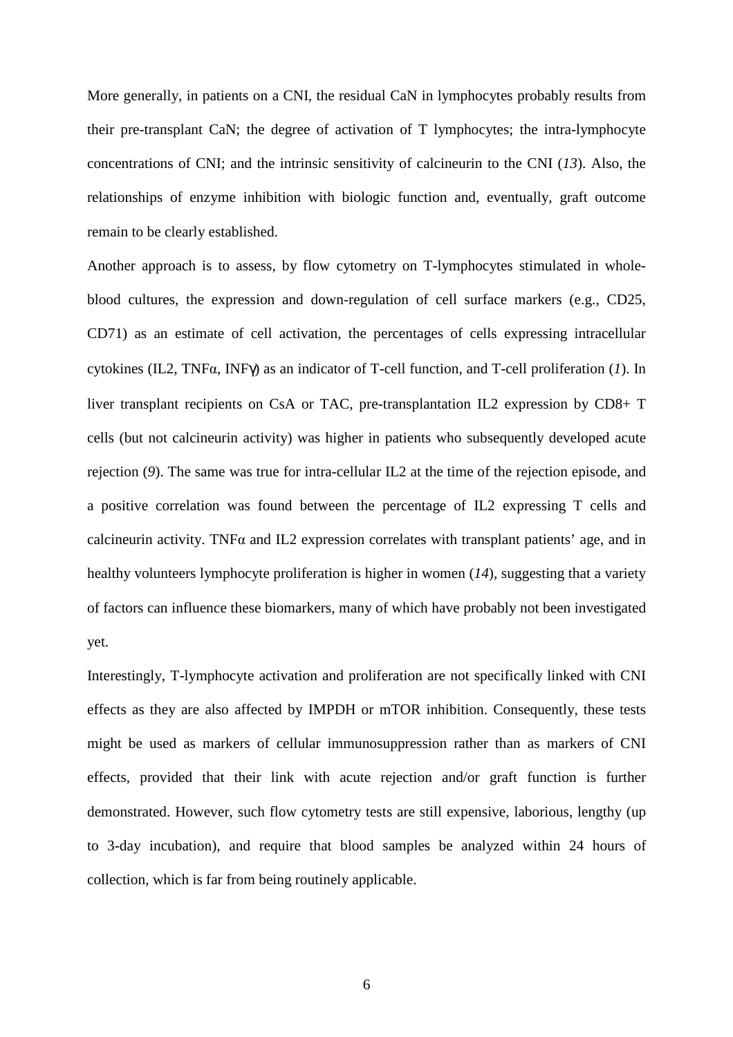More generally, in patients on a CNI, the residual CaN in lymphocytes probably results from their pre-transplant CaN; the degree of activation of T lymphocytes; the intra-lymphocyte concentrations of CNI; and the intrinsic sensitivity of calcineurin to the CNI (*13*). Also, the relationships of enzyme inhibition with biologic function and, eventually, graft outcome remain to be clearly established.

Another approach is to assess, by flow cytometry on T-lymphocytes stimulated in whole-blood cultures, the expression and down-regulation of cell surface markers (e.g., CD25, CD71) as an estimate of cell activation, the percentages of cells expressing intracellular cytokines (IL2, TNFα, INFγ) as an indicator of T-cell function, and T-cell proliferation (*1*). In liver transplant recipients on CsA or TAC, pre-transplantation IL2 expression by CD8+ T cells (but not calcineurin activity) was higher in patients who subsequently developed acute rejection (*9*). The same was true for intra-cellular IL2 at the time of the rejection episode, and a positive correlation was found between the percentage of IL2 expressing T cells and calcineurin activity. TNFα and IL2 expression correlates with transplant patients' age, and in healthy volunteers lymphocyte proliferation is higher in women (*14*), suggesting that a variety of factors can influence these biomarkers, many of which have probably not been investigated yet.

Interestingly, T-lymphocyte activation and proliferation are not specifically linked with CNI effects as they are also affected by IMPDH or mTOR inhibition. Consequently, these tests might be used as markers of cellular immunosuppression rather than as markers of CNI effects, provided that their link with acute rejection and/or graft function is further demonstrated. However, such flow cytometry tests are still expensive, laborious, lengthy (up to 3-day incubation), and require that blood samples be analyzed within 24 hours of collection, which is far from being routinely applicable.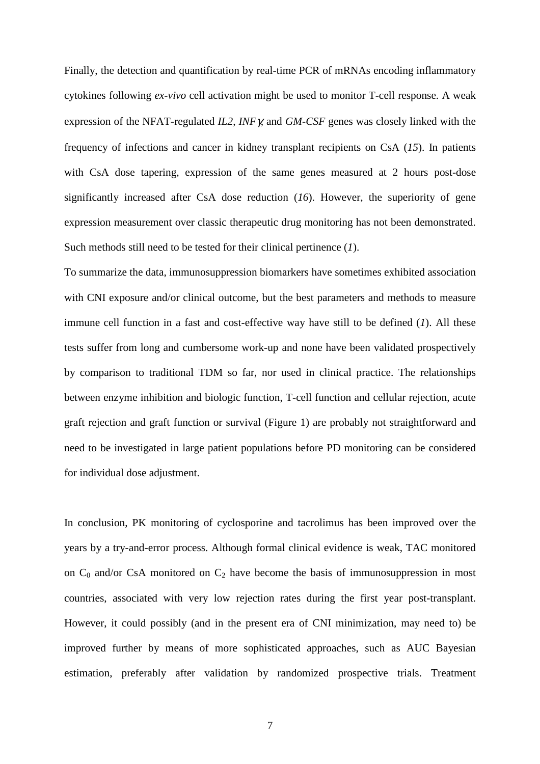Finally, the detection and quantification by real-time PCR of mRNAs encoding inflammatory cytokines following *ex-vivo* cell activation might be used to monitor T-cell response. A weak expression of the NFAT-regulated *IL2*, *INF*$\gamma$, and *GM-CSF* genes was closely linked with the frequency of infections and cancer in kidney transplant recipients on CsA (*15*). In patients with CsA dose tapering, expression of the same genes measured at 2 hours post-dose significantly increased after CsA dose reduction (*16*). However, the superiority of gene expression measurement over classic therapeutic drug monitoring has not been demonstrated. Such methods still need to be tested for their clinical pertinence (*1*).

To summarize the data, immunosuppression biomarkers have sometimes exhibited association with CNI exposure and/or clinical outcome, but the best parameters and methods to measure immune cell function in a fast and cost-effective way have still to be defined (*1*). All these tests suffer from long and cumbersome work-up and none have been validated prospectively by comparison to traditional TDM so far, nor used in clinical practice. The relationships between enzyme inhibition and biologic function, T-cell function and cellular rejection, acute graft rejection and graft function or survival (Figure 1) are probably not straightforward and need to be investigated in large patient populations before PD monitoring can be considered for individual dose adjustment.

In conclusion, PK monitoring of cyclosporine and tacrolimus has been improved over the years by a try-and-error process. Although formal clinical evidence is weak, TAC monitored on $C_0$ and/or CsA monitored on $C_2$ have become the basis of immunosuppression in most countries, associated with very low rejection rates during the first year post-transplant. However, it could possibly (and in the present era of CNI minimization, may need to) be improved further by means of more sophisticated approaches, such as AUC Bayesian estimation, preferably after validation by randomized prospective trials. Treatment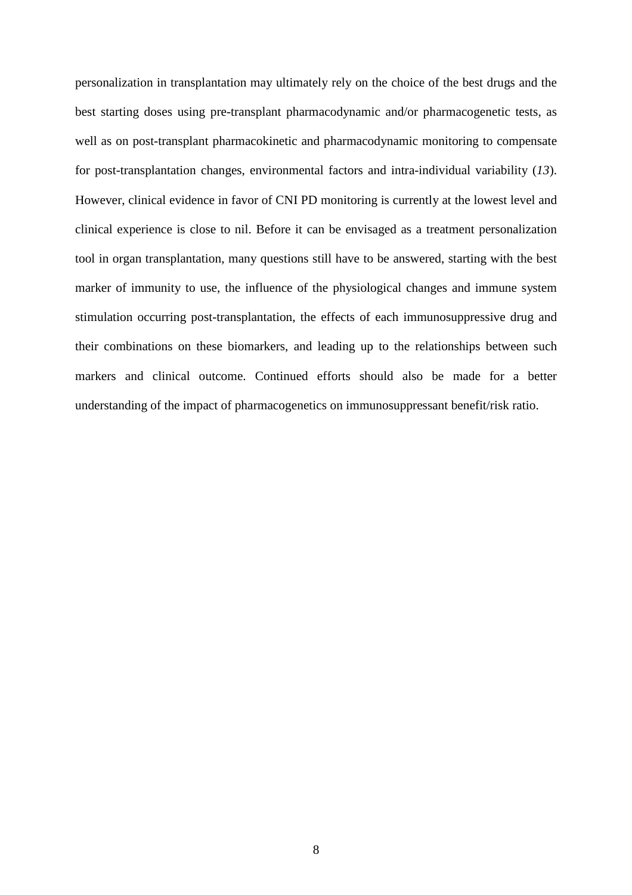personalization in transplantation may ultimately rely on the choice of the best drugs and the best starting doses using pre-transplant pharmacodynamic and/or pharmacogenetic tests, as well as on post-transplant pharmacokinetic and pharmacodynamic monitoring to compensate for post-transplantation changes, environmental factors and intra-individual variability (*13*). However, clinical evidence in favor of CNI PD monitoring is currently at the lowest level and clinical experience is close to nil. Before it can be envisaged as a treatment personalization tool in organ transplantation, many questions still have to be answered, starting with the best marker of immunity to use, the influence of the physiological changes and immune system stimulation occurring post-transplantation, the effects of each immunosuppressive drug and their combinations on these biomarkers, and leading up to the relationships between such markers and clinical outcome. Continued efforts should also be made for a better understanding of the impact of pharmacogenetics on immunosuppressant benefit/risk ratio.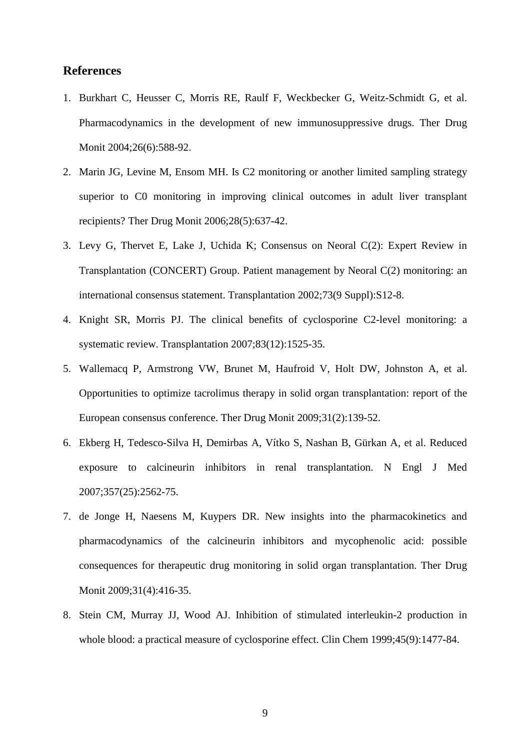## References

1. Burkhart C, Heusser C, Morris RE, Raulf F, Weckbecker G, Weitz-Schmidt G, et al. Pharmacodynamics in the development of new immunosuppressive drugs. Ther Drug Monit 2004;26(6):588-92.
2. Marin JG, Levine M, Ensom MH. Is C2 monitoring or another limited sampling strategy superior to C0 monitoring in improving clinical outcomes in adult liver transplant recipients? Ther Drug Monit 2006;28(5):637-42.
3. Levy G, Thervet E, Lake J, Uchida K; Consensus on Neoral C(2): Expert Review in Transplantation (CONCERT) Group. Patient management by Neoral C(2) monitoring: an international consensus statement. Transplantation 2002;73(9 Suppl):S12-8.
4. Knight SR, Morris PJ. The clinical benefits of cyclosporine C2-level monitoring: a systematic review. Transplantation 2007;83(12):1525-35.
5. Wallemacq P, Armstrong VW, Brunet M, Haufroid V, Holt DW, Johnston A, et al. Opportunities to optimize tacrolimus therapy in solid organ transplantation: report of the European consensus conference. Ther Drug Monit 2009;31(2):139-52.
6. Ekberg H, Tedesco-Silva H, Demirbas A, Vítko S, Nashan B, Gürkan A, et al. Reduced exposure to calcineurin inhibitors in renal transplantation. N Engl J Med 2007;357(25):2562-75.
7. de Jonge H, Naesens M, Kuypers DR. New insights into the pharmacokinetics and pharmacodynamics of the calcineurin inhibitors and mycophenolic acid: possible consequences for therapeutic drug monitoring in solid organ transplantation. Ther Drug Monit 2009;31(4):416-35.
8. Stein CM, Murray JJ, Wood AJ. Inhibition of stimulated interleukin-2 production in whole blood: a practical measure of cyclosporine effect. Clin Chem 1999;45(9):1477-84.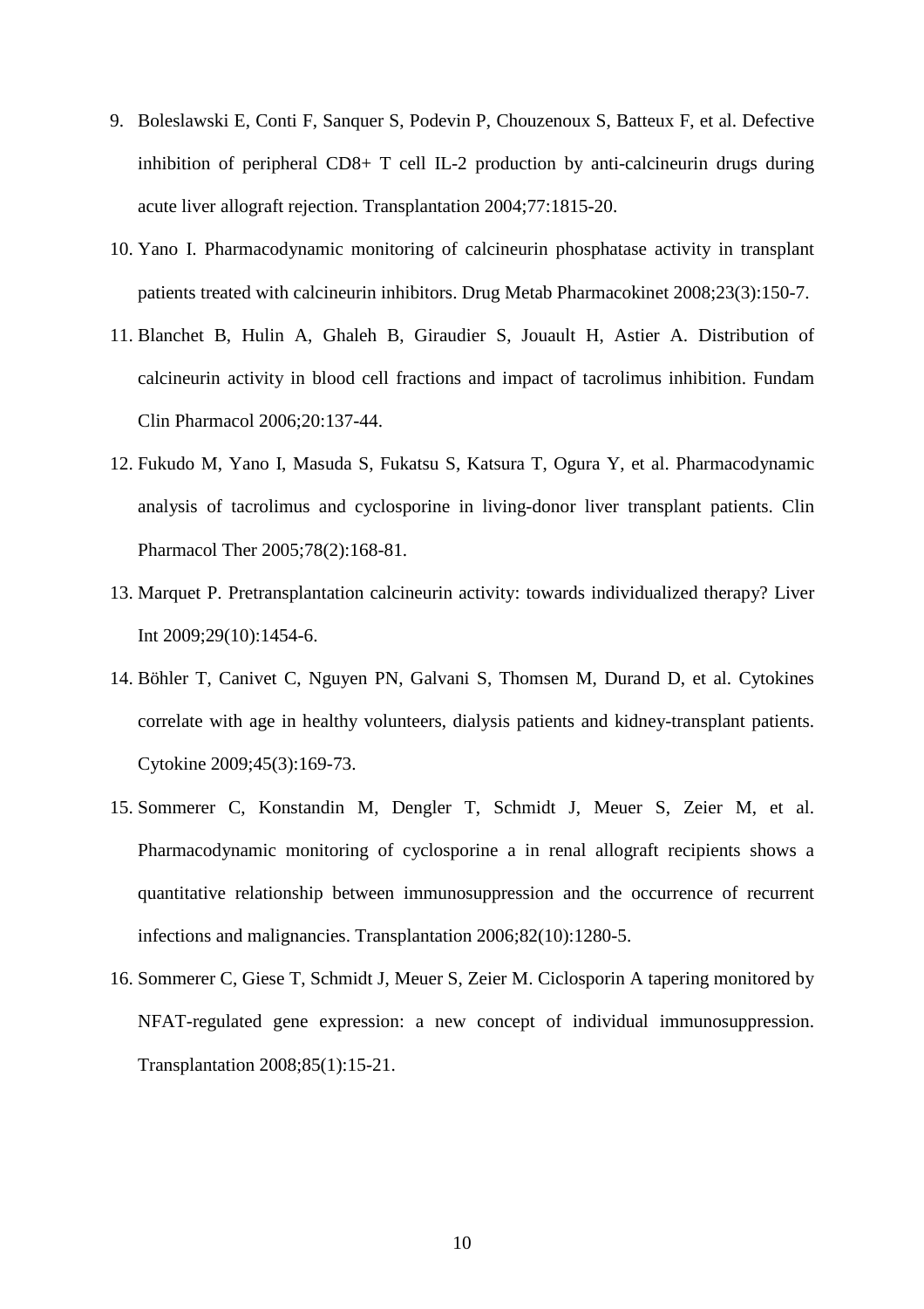9. Boleslawski E, Conti F, Sanquer S, Podevin P, Chouzenoux S, Batteux F, et al. Defective inhibition of peripheral CD8+ T cell IL-2 production by anti-calcineurin drugs during acute liver allograft rejection. Transplantation 2004;77:1815-20.
10. Yano I. Pharmacodynamic monitoring of calcineurin phosphatase activity in transplant patients treated with calcineurin inhibitors. Drug Metab Pharmacokinet 2008;23(3):150-7.
11. Blanchet B, Hulin A, Ghaleh B, Giraudier S, Jouault H, Astier A. Distribution of calcineurin activity in blood cell fractions and impact of tacrolimus inhibition. Fundam Clin Pharmacol 2006;20:137-44.
12. Fukudo M, Yano I, Masuda S, Fukatsu S, Katsura T, Ogura Y, et al. Pharmacodynamic analysis of tacrolimus and cyclosporine in living-donor liver transplant patients. Clin Pharmacol Ther 2005;78(2):168-81.
13. Marquet P. Pretransplantation calcineurin activity: towards individualized therapy? Liver Int 2009;29(10):1454-6.
14. Böhler T, Canivet C, Nguyen PN, Galvani S, Thomsen M, Durand D, et al. Cytokines correlate with age in healthy volunteers, dialysis patients and kidney-transplant patients. Cytokine 2009;45(3):169-73.
15. Sommerer C, Konstandin M, Dengler T, Schmidt J, Meuer S, Zeier M, et al. Pharmacodynamic monitoring of cyclosporine a in renal allograft recipients shows a quantitative relationship between immunosuppression and the occurrence of recurrent infections and malignancies. Transplantation 2006;82(10):1280-5.
16. Sommerer C, Giese T, Schmidt J, Meuer S, Zeier M. Ciclosporin A tapering monitored by NFAT-regulated gene expression: a new concept of individual immunosuppression. Transplantation 2008;85(1):15-21.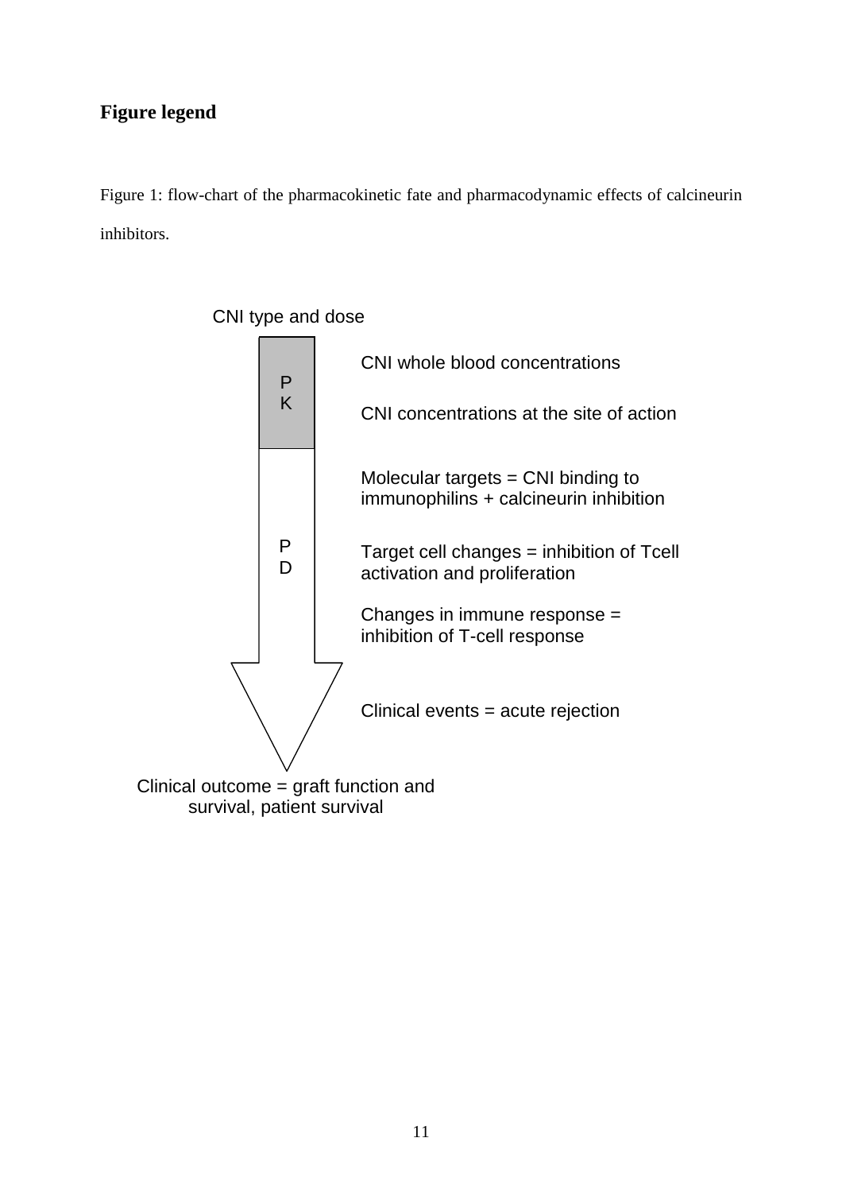## Figure legend

Figure 1: flow-chart of the pharmacokinetic fate and pharmacodynamic effects of calcineurin inhibitors.

CNI type and dose

PK

CNI whole blood concentrations

CNI concentrations at the site of action

Molecular targets = CNI binding to immunophilins + calcineurin inhibition

PD

Target cell changes = inhibition of Tcell activation and proliferation

Changes in immune response = inhibition of T-cell response

Clinical events = acute rejection

Clinical outcome = graft function and survival, patient survival